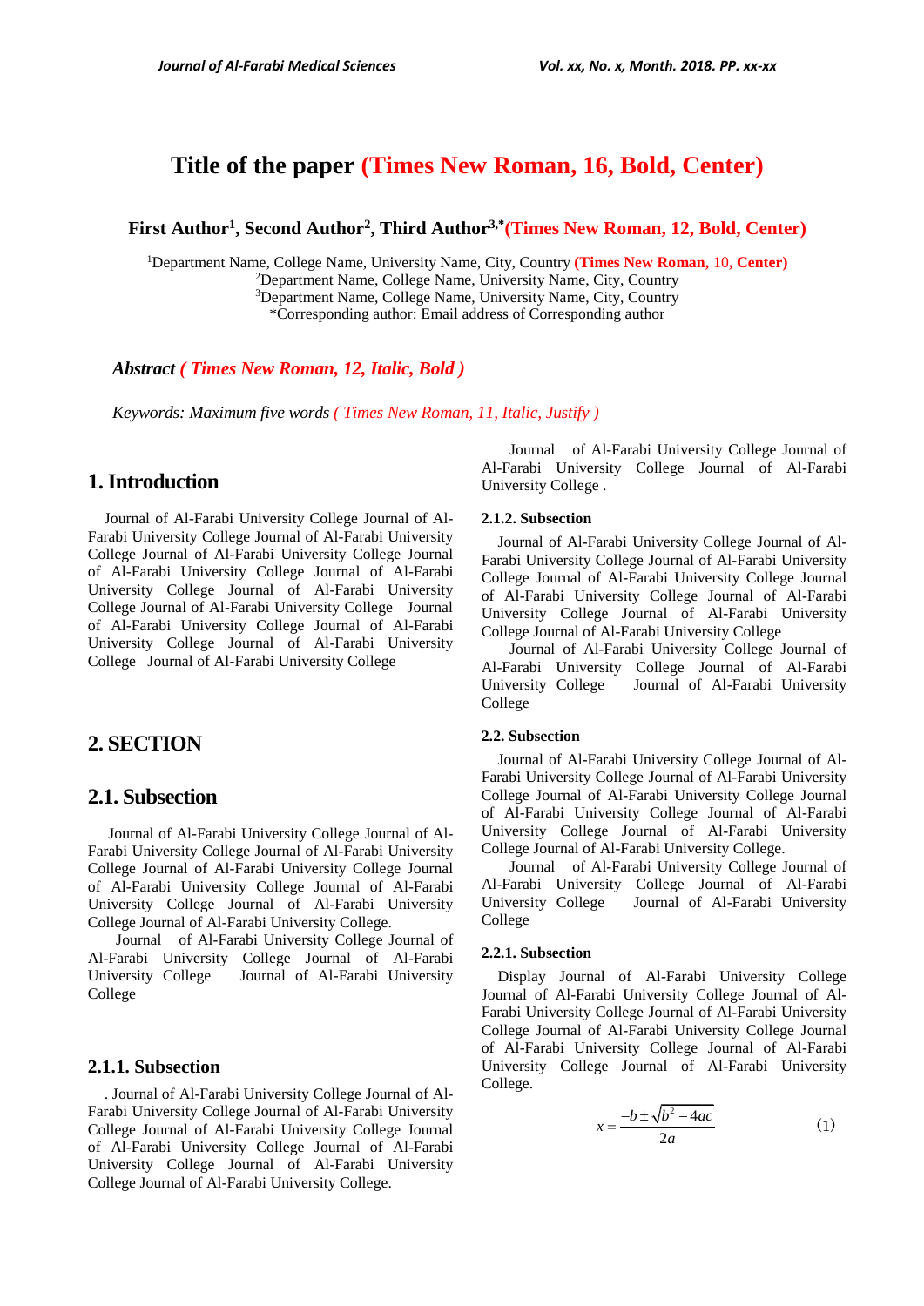# Title of the paper (Times New Roman, 16, Bold, Center)

**First Author[1], Second Author[2], Third Author[3,*] (Times New Roman, 12, Bold, Center)**

[1]Department Name, College Name, University Name, City, Country **(Times New Roman,** 10, **Center)**
[2]Department Name, College Name, University Name, City, Country
[3]Department Name, College Name, University Name, City, Country
*Corresponding author: Email address of Corresponding author

***Abstract ( Times New Roman, 12, Italic, Bold )***

*Keywords: Maximum five words ( Times New Roman, 11, Italic, Justify )*

## 1. Introduction

Journal of Al-Farabi University College Journal of Al-Farabi University College Journal of Al-Farabi University College Journal of Al-Farabi University College Journal of Al-Farabi University College Journal of Al-Farabi University College Journal of Al-Farabi University College Journal of Al-Farabi University College Journal of Al-Farabi University College Journal of Al-Farabi University College Journal of Al-Farabi University College Journal of Al-Farabi University College

## 2. SECTION

## 2.1. Subsection

Journal of Al-Farabi University College Journal of Al-Farabi University College Journal of Al-Farabi University College Journal of Al-Farabi University College Journal of Al-Farabi University College Journal of Al-Farabi University College Journal of Al-Farabi University College Journal of Al-Farabi University College.

Journal of Al-Farabi University College Journal of Al-Farabi University College Journal of Al-Farabi University College Journal of Al-Farabi University College

### 2.1.1. Subsection

. Journal of Al-Farabi University College Journal of Al-Farabi University College Journal of Al-Farabi University College Journal of Al-Farabi University College Journal of Al-Farabi University College Journal of Al-Farabi University College Journal of Al-Farabi University College Journal of Al-Farabi University College.

Journal of Al-Farabi University College Journal of Al-Farabi University College Journal of Al-Farabi University College .

#### 2.1.2. Subsection

Journal of Al-Farabi University College Journal of Al-Farabi University College Journal of Al-Farabi University College Journal of Al-Farabi University College Journal of Al-Farabi University College Journal of Al-Farabi University College Journal of Al-Farabi University College Journal of Al-Farabi University College

Journal of Al-Farabi University College Journal of Al-Farabi University College Journal of Al-Farabi University College Journal of Al-Farabi University College

#### 2.2. Subsection

Journal of Al-Farabi University College Journal of Al-Farabi University College Journal of Al-Farabi University College Journal of Al-Farabi University College Journal of Al-Farabi University College Journal of Al-Farabi University College Journal of Al-Farabi University College Journal of Al-Farabi University College.

Journal of Al-Farabi University College Journal of Al-Farabi University College Journal of Al-Farabi University College Journal of Al-Farabi University College

#### 2.2.1. Subsection

Display Journal of Al-Farabi University College Journal of Al-Farabi University College Journal of Al-Farabi University College Journal of Al-Farabi University College Journal of Al-Farabi University College Journal of Al-Farabi University College Journal of Al-Farabi University College Journal of Al-Farabi University College.

$$x = \frac{-b \pm \sqrt{b^2 - 4ac}}{2a} \qquad (1)$$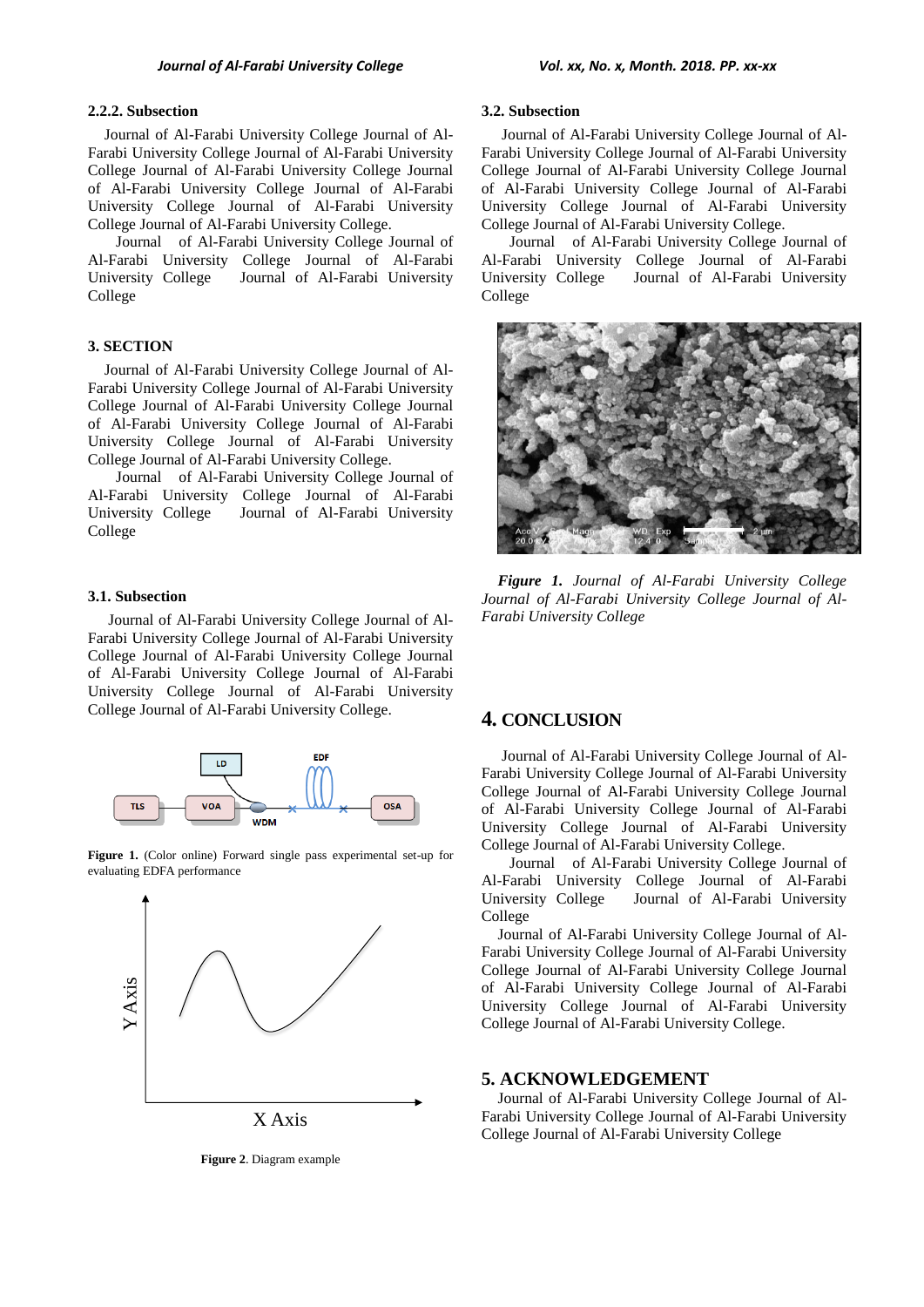#### 2.2.2. Subsection

Journal of Al-Farabi University College Journal of Al-Farabi University College Journal of Al-Farabi University College Journal of Al-Farabi University College Journal of Al-Farabi University College Journal of Al-Farabi University College Journal of Al-Farabi University College Journal of Al-Farabi University College.

Journal of Al-Farabi University College Journal of Al-Farabi University College Journal of Al-Farabi University College Journal of Al-Farabi University College

## 3. SECTION

Journal of Al-Farabi University College Journal of Al-Farabi University College Journal of Al-Farabi University College Journal of Al-Farabi University College Journal of Al-Farabi University College Journal of Al-Farabi University College Journal of Al-Farabi University College Journal of Al-Farabi University College.

Journal of Al-Farabi University College Journal of Al-Farabi University College Journal of Al-Farabi University College Journal of Al-Farabi University College

### 3.1. Subsection

Journal of Al-Farabi University College Journal of Al-Farabi University College Journal of Al-Farabi University College Journal of Al-Farabi University College Journal of Al-Farabi University College Journal of Al-Farabi University College Journal of Al-Farabi University College Journal of Al-Farabi University College.

**Figure 1.** (Color online) Forward single pass experimental set-up for evaluating EDFA performance

**Figure 2**. Diagram example

### 3.2. Subsection

Journal of Al-Farabi University College Journal of Al-Farabi University College Journal of Al-Farabi University College Journal of Al-Farabi University College Journal of Al-Farabi University College Journal of Al-Farabi University College Journal of Al-Farabi University College Journal of Al-Farabi University College.

Journal of Al-Farabi University College Journal of Al-Farabi University College Journal of Al-Farabi University College Journal of Al-Farabi University College

***Figure 1.*** *Journal of Al-Farabi University College Journal of Al-Farabi University College Journal of Al-Farabi University College*

## 4. CONCLUSION

Journal of Al-Farabi University College Journal of Al-Farabi University College Journal of Al-Farabi University College Journal of Al-Farabi University College Journal of Al-Farabi University College Journal of Al-Farabi University College Journal of Al-Farabi University College Journal of Al-Farabi University College.

Journal of Al-Farabi University College Journal of Al-Farabi University College Journal of Al-Farabi University College Journal of Al-Farabi University College

Journal of Al-Farabi University College Journal of Al-Farabi University College Journal of Al-Farabi University College Journal of Al-Farabi University College Journal of Al-Farabi University College Journal of Al-Farabi University College Journal of Al-Farabi University College Journal of Al-Farabi University College.

## 5. ACKNOWLEDGEMENT

Journal of Al-Farabi University College Journal of Al-Farabi University College Journal of Al-Farabi University College Journal of Al-Farabi University College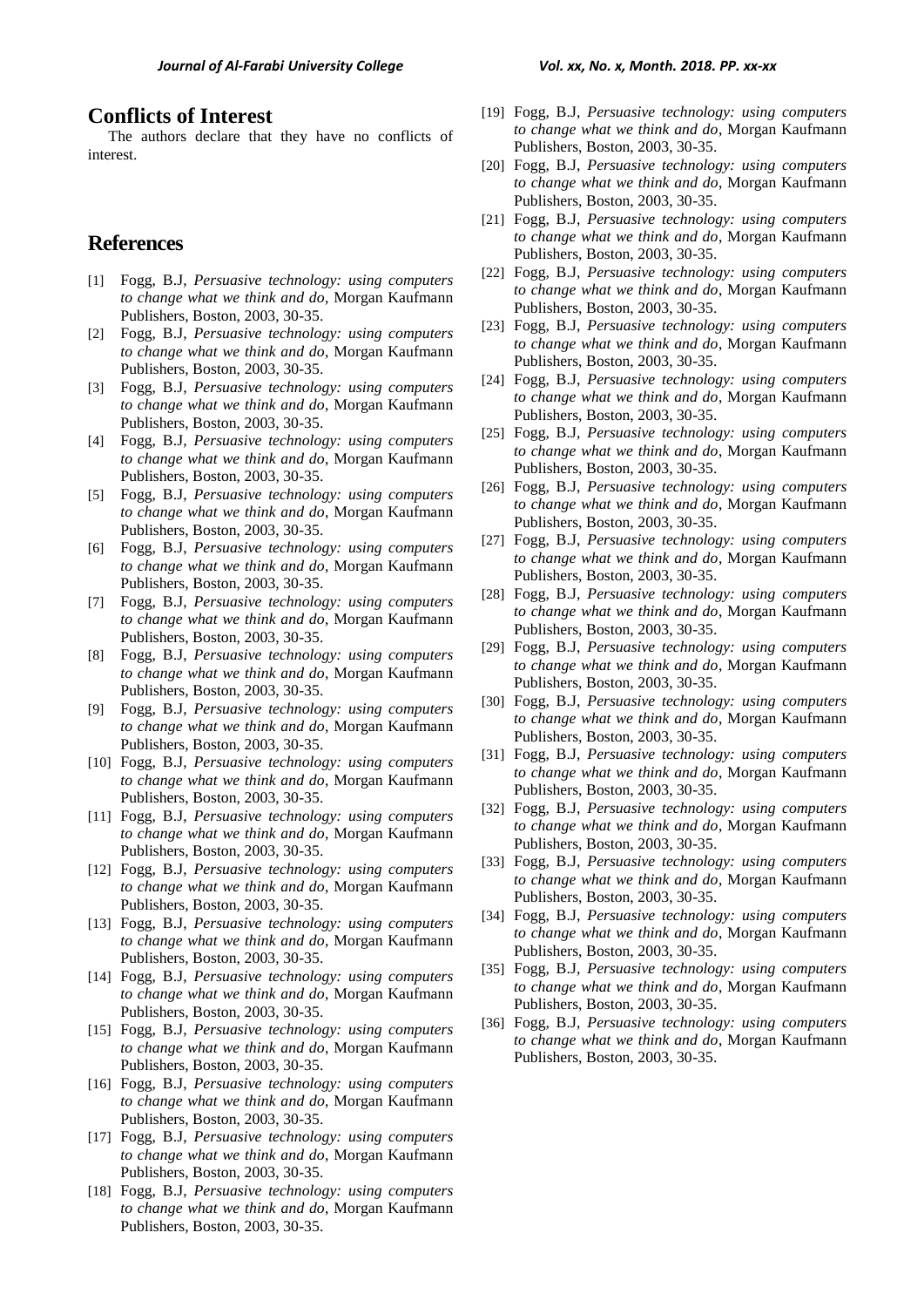## Conflicts of Interest

The authors declare that they have no conflicts of interest.

## References

[1] Fogg, B.J, *Persuasive technology: using computers to change what we think and do*, Morgan Kaufmann Publishers, Boston, 2003, 30-35.

[2] Fogg, B.J, *Persuasive technology: using computers to change what we think and do*, Morgan Kaufmann Publishers, Boston, 2003, 30-35.

[3] Fogg, B.J, *Persuasive technology: using computers to change what we think and do*, Morgan Kaufmann Publishers, Boston, 2003, 30-35.

[4] Fogg, B.J, *Persuasive technology: using computers to change what we think and do*, Morgan Kaufmann Publishers, Boston, 2003, 30-35.

[5] Fogg, B.J, *Persuasive technology: using computers to change what we think and do*, Morgan Kaufmann Publishers, Boston, 2003, 30-35.

[6] Fogg, B.J, *Persuasive technology: using computers to change what we think and do*, Morgan Kaufmann Publishers, Boston, 2003, 30-35.

[7] Fogg, B.J, *Persuasive technology: using computers to change what we think and do*, Morgan Kaufmann Publishers, Boston, 2003, 30-35.

[8] Fogg, B.J, *Persuasive technology: using computers to change what we think and do*, Morgan Kaufmann Publishers, Boston, 2003, 30-35.

[9] Fogg, B.J, *Persuasive technology: using computers to change what we think and do*, Morgan Kaufmann Publishers, Boston, 2003, 30-35.

[10] Fogg, B.J, *Persuasive technology: using computers to change what we think and do*, Morgan Kaufmann Publishers, Boston, 2003, 30-35.

[11] Fogg, B.J, *Persuasive technology: using computers to change what we think and do*, Morgan Kaufmann Publishers, Boston, 2003, 30-35.

[12] Fogg, B.J, *Persuasive technology: using computers to change what we think and do*, Morgan Kaufmann Publishers, Boston, 2003, 30-35.

[13] Fogg, B.J, *Persuasive technology: using computers to change what we think and do*, Morgan Kaufmann Publishers, Boston, 2003, 30-35.

[14] Fogg, B.J, *Persuasive technology: using computers to change what we think and do*, Morgan Kaufmann Publishers, Boston, 2003, 30-35.

[15] Fogg, B.J, *Persuasive technology: using computers to change what we think and do*, Morgan Kaufmann Publishers, Boston, 2003, 30-35.

[16] Fogg, B.J, *Persuasive technology: using computers to change what we think and do*, Morgan Kaufmann Publishers, Boston, 2003, 30-35.

[17] Fogg, B.J, *Persuasive technology: using computers to change what we think and do*, Morgan Kaufmann Publishers, Boston, 2003, 30-35.

[18] Fogg, B.J, *Persuasive technology: using computers to change what we think and do*, Morgan Kaufmann Publishers, Boston, 2003, 30-35.

[19] Fogg, B.J, *Persuasive technology: using computers to change what we think and do*, Morgan Kaufmann Publishers, Boston, 2003, 30-35.

[20] Fogg, B.J, *Persuasive technology: using computers to change what we think and do*, Morgan Kaufmann Publishers, Boston, 2003, 30-35.

[21] Fogg, B.J, *Persuasive technology: using computers to change what we think and do*, Morgan Kaufmann Publishers, Boston, 2003, 30-35.

[22] Fogg, B.J, *Persuasive technology: using computers to change what we think and do*, Morgan Kaufmann Publishers, Boston, 2003, 30-35.

[23] Fogg, B.J, *Persuasive technology: using computers to change what we think and do*, Morgan Kaufmann Publishers, Boston, 2003, 30-35.

[24] Fogg, B.J, *Persuasive technology: using computers to change what we think and do*, Morgan Kaufmann Publishers, Boston, 2003, 30-35.

[25] Fogg, B.J, *Persuasive technology: using computers to change what we think and do*, Morgan Kaufmann Publishers, Boston, 2003, 30-35.

[26] Fogg, B.J, *Persuasive technology: using computers to change what we think and do*, Morgan Kaufmann Publishers, Boston, 2003, 30-35.

[27] Fogg, B.J, *Persuasive technology: using computers to change what we think and do*, Morgan Kaufmann Publishers, Boston, 2003, 30-35.

[28] Fogg, B.J, *Persuasive technology: using computers to change what we think and do*, Morgan Kaufmann Publishers, Boston, 2003, 30-35.

[29] Fogg, B.J, *Persuasive technology: using computers to change what we think and do*, Morgan Kaufmann Publishers, Boston, 2003, 30-35.

[30] Fogg, B.J, *Persuasive technology: using computers to change what we think and do*, Morgan Kaufmann Publishers, Boston, 2003, 30-35.

[31] Fogg, B.J, *Persuasive technology: using computers to change what we think and do*, Morgan Kaufmann Publishers, Boston, 2003, 30-35.

[32] Fogg, B.J, *Persuasive technology: using computers to change what we think and do*, Morgan Kaufmann Publishers, Boston, 2003, 30-35.

[33] Fogg, B.J, *Persuasive technology: using computers to change what we think and do*, Morgan Kaufmann Publishers, Boston, 2003, 30-35.

[34] Fogg, B.J, *Persuasive technology: using computers to change what we think and do*, Morgan Kaufmann Publishers, Boston, 2003, 30-35.

[35] Fogg, B.J, *Persuasive technology: using computers to change what we think and do*, Morgan Kaufmann Publishers, Boston, 2003, 30-35.

[36] Fogg, B.J, *Persuasive technology: using computers to change what we think and do*, Morgan Kaufmann Publishers, Boston, 2003, 30-35.